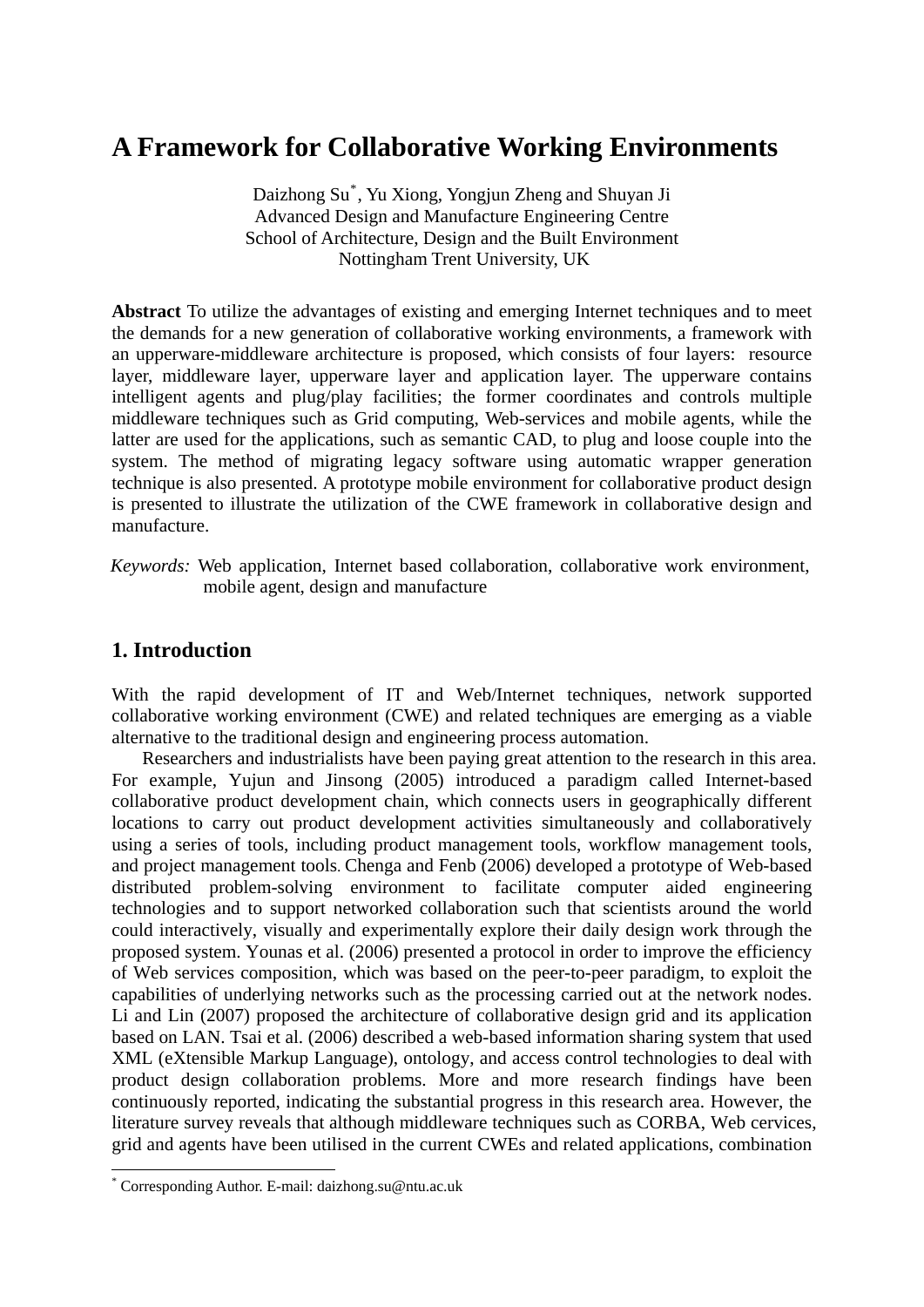# A Framework for Collaborative Working Environments

Daizhong Su[*], Yu Xiong, Yongjun Zheng and Shuyan Ji
Advanced Design and Manufacture Engineering Centre
School of Architecture, Design and the Built Environment
Nottingham Trent University, UK

**Abstract** To utilize the advantages of existing and emerging Internet techniques and to meet the demands for a new generation of collaborative working environments, a framework with an upperware-middleware architecture is proposed, which consists of four layers: resource layer, middleware layer, upperware layer and application layer. The upperware contains intelligent agents and plug/play facilities; the former coordinates and controls multiple middleware techniques such as Grid computing, Web-services and mobile agents, while the latter are used for the applications, such as semantic CAD, to plug and loose couple into the system. The method of migrating legacy software using automatic wrapper generation technique is also presented. A prototype mobile environment for collaborative product design is presented to illustrate the utilization of the CWE framework in collaborative design and manufacture.

*Keywords:* Web application, Internet based collaboration, collaborative work environment, mobile agent, design and manufacture

## 1. Introduction

With the rapid development of IT and Web/Internet techniques, network supported collaborative working environment (CWE) and related techniques are emerging as a viable alternative to the traditional design and engineering process automation.

Researchers and industrialists have been paying great attention to the research in this area. For example, Yujun and Jinsong (2005) introduced a paradigm called Internet-based collaborative product development chain, which connects users in geographically different locations to carry out product development activities simultaneously and collaboratively using a series of tools, including product management tools, workflow management tools, and project management tools. Chenga and Fenb (2006) developed a prototype of Web-based distributed problem-solving environment to facilitate computer aided engineering technologies and to support networked collaboration such that scientists around the world could interactively, visually and experimentally explore their daily design work through the proposed system. Younas et al. (2006) presented a protocol in order to improve the efficiency of Web services composition, which was based on the peer-to-peer paradigm, to exploit the capabilities of underlying networks such as the processing carried out at the network nodes. Li and Lin (2007) proposed the architecture of collaborative design grid and its application based on LAN. Tsai et al. (2006) described a web-based information sharing system that used XML (eXtensible Markup Language), ontology, and access control technologies to deal with product design collaboration problems. More and more research findings have been continuously reported, indicating the substantial progress in this research area. However, the literature survey reveals that although middleware techniques such as CORBA, Web cervices, grid and agents have been utilised in the current CWEs and related applications, combination

[*] Corresponding Author. E-mail: daizhong.su@ntu.ac.uk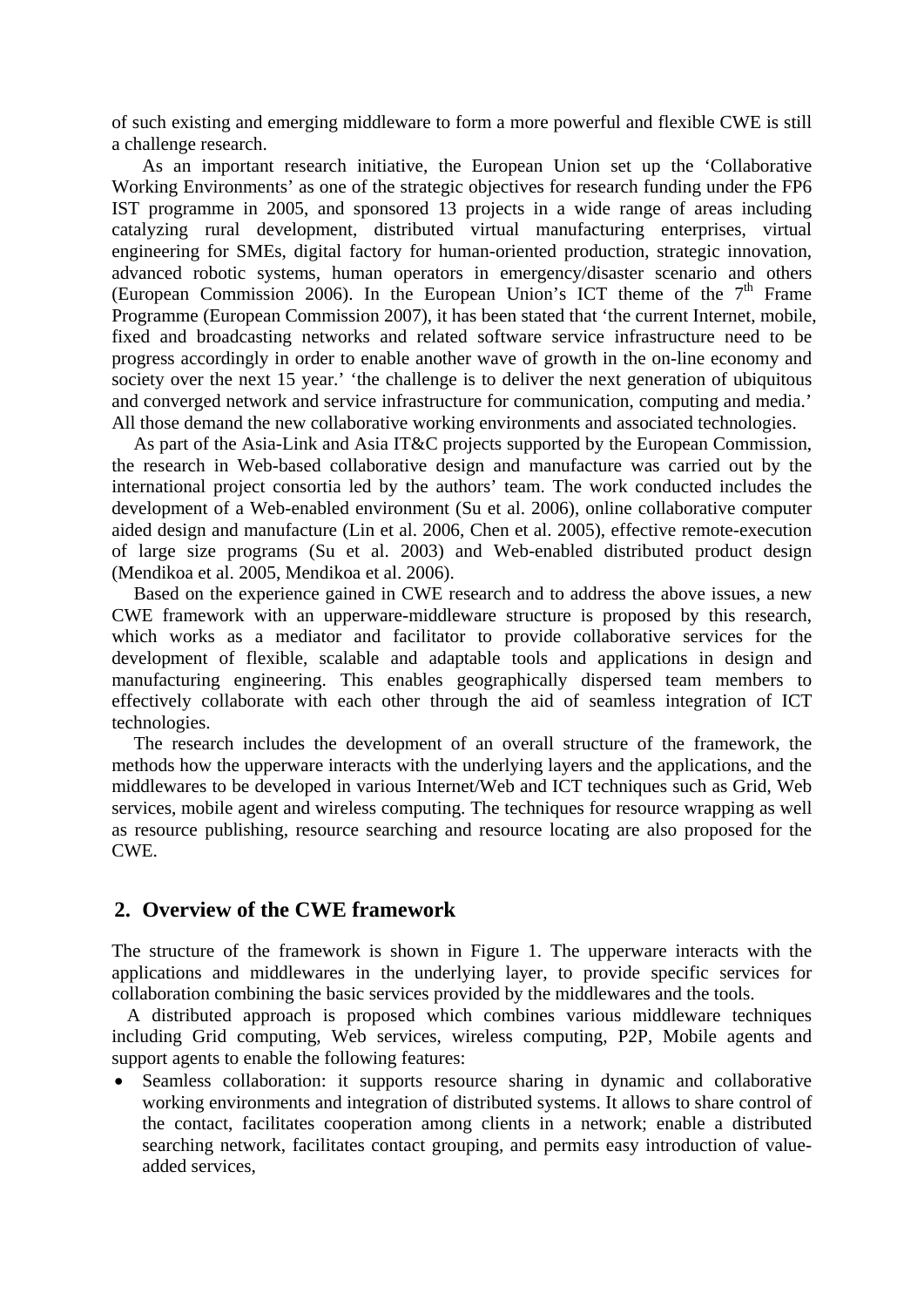of such existing and emerging middleware to form a more powerful and flexible CWE is still a challenge research.

As an important research initiative, the European Union set up the 'Collaborative Working Environments' as one of the strategic objectives for research funding under the FP6 IST programme in 2005, and sponsored 13 projects in a wide range of areas including catalyzing rural development, distributed virtual manufacturing enterprises, virtual engineering for SMEs, digital factory for human-oriented production, strategic innovation, advanced robotic systems, human operators in emergency/disaster scenario and others (European Commission 2006). In the European Union's ICT theme of the 7$^{th}$ Frame Programme (European Commission 2007), it has been stated that 'the current Internet, mobile, fixed and broadcasting networks and related software service infrastructure need to be progress accordingly in order to enable another wave of growth in the on-line economy and society over the next 15 year.' 'the challenge is to deliver the next generation of ubiquitous and converged network and service infrastructure for communication, computing and media.' All those demand the new collaborative working environments and associated technologies.

As part of the Asia-Link and Asia IT&C projects supported by the European Commission, the research in Web-based collaborative design and manufacture was carried out by the international project consortia led by the authors' team. The work conducted includes the development of a Web-enabled environment (Su et al. 2006), online collaborative computer aided design and manufacture (Lin et al. 2006, Chen et al. 2005), effective remote-execution of large size programs (Su et al. 2003) and Web-enabled distributed product design (Mendikoa et al. 2005, Mendikoa et al. 2006).

Based on the experience gained in CWE research and to address the above issues, a new CWE framework with an upperware-middleware structure is proposed by this research, which works as a mediator and facilitator to provide collaborative services for the development of flexible, scalable and adaptable tools and applications in design and manufacturing engineering. This enables geographically dispersed team members to effectively collaborate with each other through the aid of seamless integration of ICT technologies.

The research includes the development of an overall structure of the framework, the methods how the upperware interacts with the underlying layers and the applications, and the middlewares to be developed in various Internet/Web and ICT techniques such as Grid, Web services, mobile agent and wireless computing. The techniques for resource wrapping as well as resource publishing, resource searching and resource locating are also proposed for the CWE.

## 2. Overview of the CWE framework

The structure of the framework is shown in Figure 1. The upperware interacts with the applications and middlewares in the underlying layer, to provide specific services for collaboration combining the basic services provided by the middlewares and the tools.

A distributed approach is proposed which combines various middleware techniques including Grid computing, Web services, wireless computing, P2P, Mobile agents and support agents to enable the following features:

- Seamless collaboration: it supports resource sharing in dynamic and collaborative working environments and integration of distributed systems. It allows to share control of the contact, facilitates cooperation among clients in a network; enable a distributed searching network, facilitates contact grouping, and permits easy introduction of value-added services,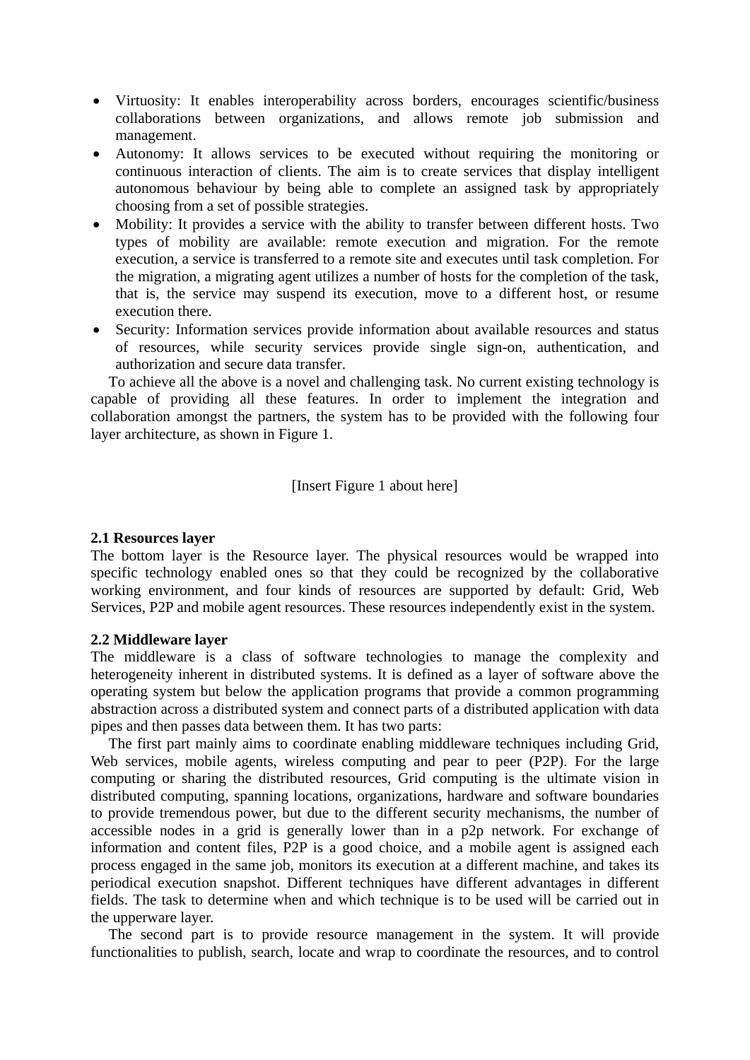- Virtuosity: It enables interoperability across borders, encourages scientific/business collaborations between organizations, and allows remote job submission and management.
- Autonomy: It allows services to be executed without requiring the monitoring or continuous interaction of clients. The aim is to create services that display intelligent autonomous behaviour by being able to complete an assigned task by appropriately choosing from a set of possible strategies.
- Mobility: It provides a service with the ability to transfer between different hosts. Two types of mobility are available: remote execution and migration. For the remote execution, a service is transferred to a remote site and executes until task completion. For the migration, a migrating agent utilizes a number of hosts for the completion of the task, that is, the service may suspend its execution, move to a different host, or resume execution there.
- Security: Information services provide information about available resources and status of resources, while security services provide single sign-on, authentication, and authorization and secure data transfer.

To achieve all the above is a novel and challenging task. No current existing technology is capable of providing all these features. In order to implement the integration and collaboration amongst the partners, the system has to be provided with the following four layer architecture, as shown in Figure 1.

[Insert Figure 1 about here]

**2.1 Resources layer**

The bottom layer is the Resource layer. The physical resources would be wrapped into specific technology enabled ones so that they could be recognized by the collaborative working environment, and four kinds of resources are supported by default: Grid, Web Services, P2P and mobile agent resources. These resources independently exist in the system.

**2.2 Middleware layer**

The middleware is a class of software technologies to manage the complexity and heterogeneity inherent in distributed systems. It is defined as a layer of software above the operating system but below the application programs that provide a common programming abstraction across a distributed system and connect parts of a distributed application with data pipes and then passes data between them. It has two parts:

The first part mainly aims to coordinate enabling middleware techniques including Grid, Web services, mobile agents, wireless computing and pear to peer (P2P). For the large computing or sharing the distributed resources, Grid computing is the ultimate vision in distributed computing, spanning locations, organizations, hardware and software boundaries to provide tremendous power, but due to the different security mechanisms, the number of accessible nodes in a grid is generally lower than in a p2p network. For exchange of information and content files, P2P is a good choice, and a mobile agent is assigned each process engaged in the same job, monitors its execution at a different machine, and takes its periodical execution snapshot. Different techniques have different advantages in different fields. The task to determine when and which technique is to be used will be carried out in the upperware layer.

The second part is to provide resource management in the system. It will provide functionalities to publish, search, locate and wrap to coordinate the resources, and to control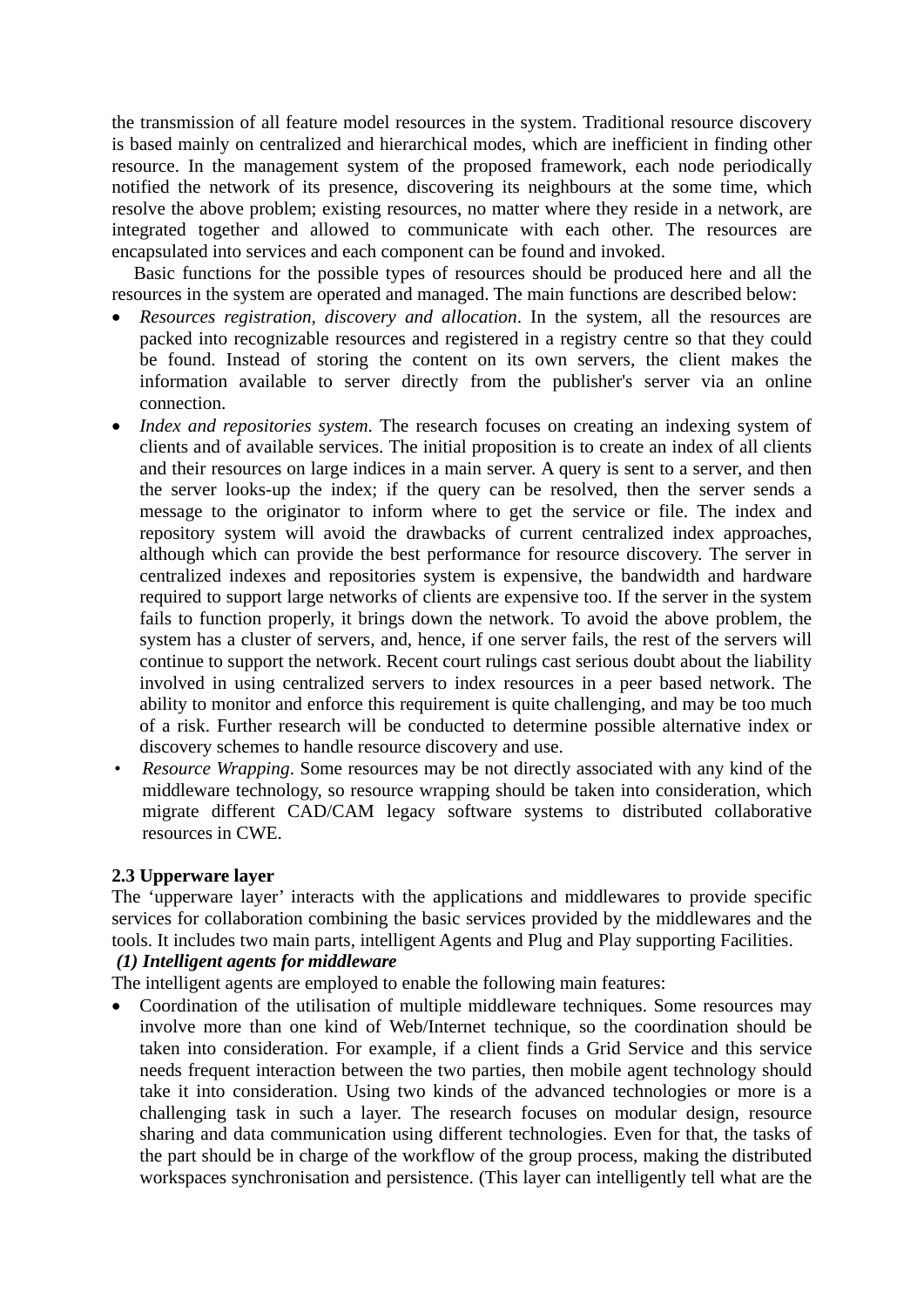the transmission of all feature model resources in the system. Traditional resource discovery is based mainly on centralized and hierarchical modes, which are inefficient in finding other resource. In the management system of the proposed framework, each node periodically notified the network of its presence, discovering its neighbours at the some time, which resolve the above problem; existing resources, no matter where they reside in a network, are integrated together and allowed to communicate with each other. The resources are encapsulated into services and each component can be found and invoked.

Basic functions for the possible types of resources should be produced here and all the resources in the system are operated and managed. The main functions are described below:

- *Resources registration, discovery and allocation*. In the system, all the resources are packed into recognizable resources and registered in a registry centre so that they could be found. Instead of storing the content on its own servers, the client makes the information available to server directly from the publisher's server via an online connection.
- *Index and repositories system*. The research focuses on creating an indexing system of clients and of available services. The initial proposition is to create an index of all clients and their resources on large indices in a main server. A query is sent to a server, and then the server looks-up the index; if the query can be resolved, then the server sends a message to the originator to inform where to get the service or file. The index and repository system will avoid the drawbacks of current centralized index approaches, although which can provide the best performance for resource discovery. The server in centralized indexes and repositories system is expensive, the bandwidth and hardware required to support large networks of clients are expensive too. If the server in the system fails to function properly, it brings down the network. To avoid the above problem, the system has a cluster of servers, and, hence, if one server fails, the rest of the servers will continue to support the network. Recent court rulings cast serious doubt about the liability involved in using centralized servers to index resources in a peer based network. The ability to monitor and enforce this requirement is quite challenging, and may be too much of a risk. Further research will be conducted to determine possible alternative index or discovery schemes to handle resource discovery and use.
- *Resource Wrapping*. Some resources may be not directly associated with any kind of the middleware technology, so resource wrapping should be taken into consideration, which migrate different CAD/CAM legacy software systems to distributed collaborative resources in CWE.

**2.3 Upperware layer**

The 'upperware layer' interacts with the applications and middlewares to provide specific services for collaboration combining the basic services provided by the middlewares and the tools. It includes two main parts, intelligent Agents and Plug and Play supporting Facilities.

***(1) Intelligent agents for middleware***

The intelligent agents are employed to enable the following main features:

- Coordination of the utilisation of multiple middleware techniques. Some resources may involve more than one kind of Web/Internet technique, so the coordination should be taken into consideration. For example, if a client finds a Grid Service and this service needs frequent interaction between the two parties, then mobile agent technology should take it into consideration. Using two kinds of the advanced technologies or more is a challenging task in such a layer. The research focuses on modular design, resource sharing and data communication using different technologies. Even for that, the tasks of the part should be in charge of the workflow of the group process, making the distributed workspaces synchronisation and persistence. (This layer can intelligently tell what are the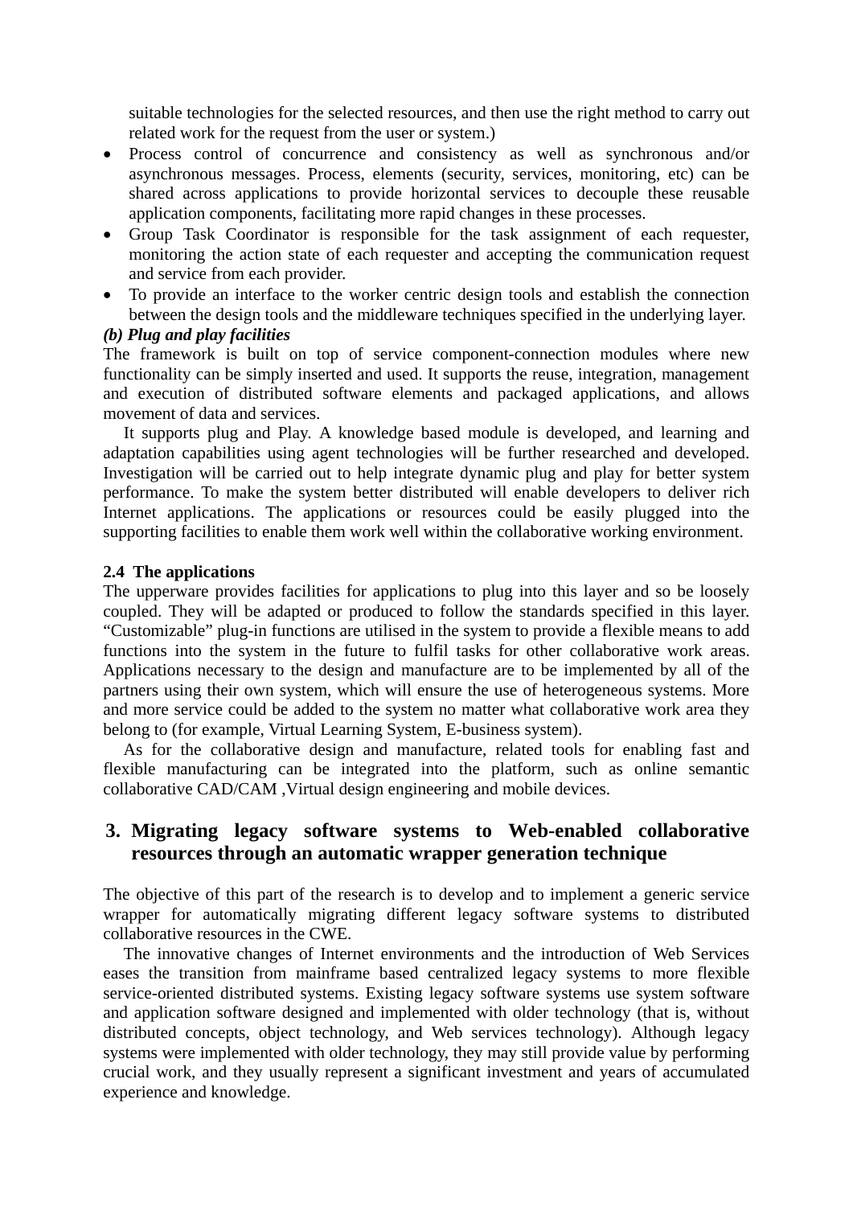suitable technologies for the selected resources, and then use the right method to carry out related work for the request from the user or system.)

- Process control of concurrence and consistency as well as synchronous and/or asynchronous messages. Process, elements (security, services, monitoring, etc) can be shared across applications to provide horizontal services to decouple these reusable application components, facilitating more rapid changes in these processes.
- Group Task Coordinator is responsible for the task assignment of each requester, monitoring the action state of each requester and accepting the communication request and service from each provider.
- To provide an interface to the worker centric design tools and establish the connection between the design tools and the middleware techniques specified in the underlying layer.

***(b) Plug and play facilities***

The framework is built on top of service component-connection modules where new functionality can be simply inserted and used. It supports the reuse, integration, management and execution of distributed software elements and packaged applications, and allows movement of data and services.

It supports plug and Play. A knowledge based module is developed, and learning and adaptation capabilities using agent technologies will be further researched and developed. Investigation will be carried out to help integrate dynamic plug and play for better system performance. To make the system better distributed will enable developers to deliver rich Internet applications. The applications or resources could be easily plugged into the supporting facilities to enable them work well within the collaborative working environment.

### 2.4 The applications

The upperware provides facilities for applications to plug into this layer and so be loosely coupled. They will be adapted or produced to follow the standards specified in this layer. "Customizable" plug-in functions are utilised in the system to provide a flexible means to add functions into the system in the future to fulfil tasks for other collaborative work areas. Applications necessary to the design and manufacture are to be implemented by all of the partners using their own system, which will ensure the use of heterogeneous systems. More and more service could be added to the system no matter what collaborative work area they belong to (for example, Virtual Learning System, E-business system).

As for the collaborative design and manufacture, related tools for enabling fast and flexible manufacturing can be integrated into the platform, such as online semantic collaborative CAD/CAM ,Virtual design engineering and mobile devices.

## 3. Migrating legacy software systems to Web-enabled collaborative resources through an automatic wrapper generation technique

The objective of this part of the research is to develop and to implement a generic service wrapper for automatically migrating different legacy software systems to distributed collaborative resources in the CWE.

The innovative changes of Internet environments and the introduction of Web Services eases the transition from mainframe based centralized legacy systems to more flexible service-oriented distributed systems. Existing legacy software systems use system software and application software designed and implemented with older technology (that is, without distributed concepts, object technology, and Web services technology). Although legacy systems were implemented with older technology, they may still provide value by performing crucial work, and they usually represent a significant investment and years of accumulated experience and knowledge.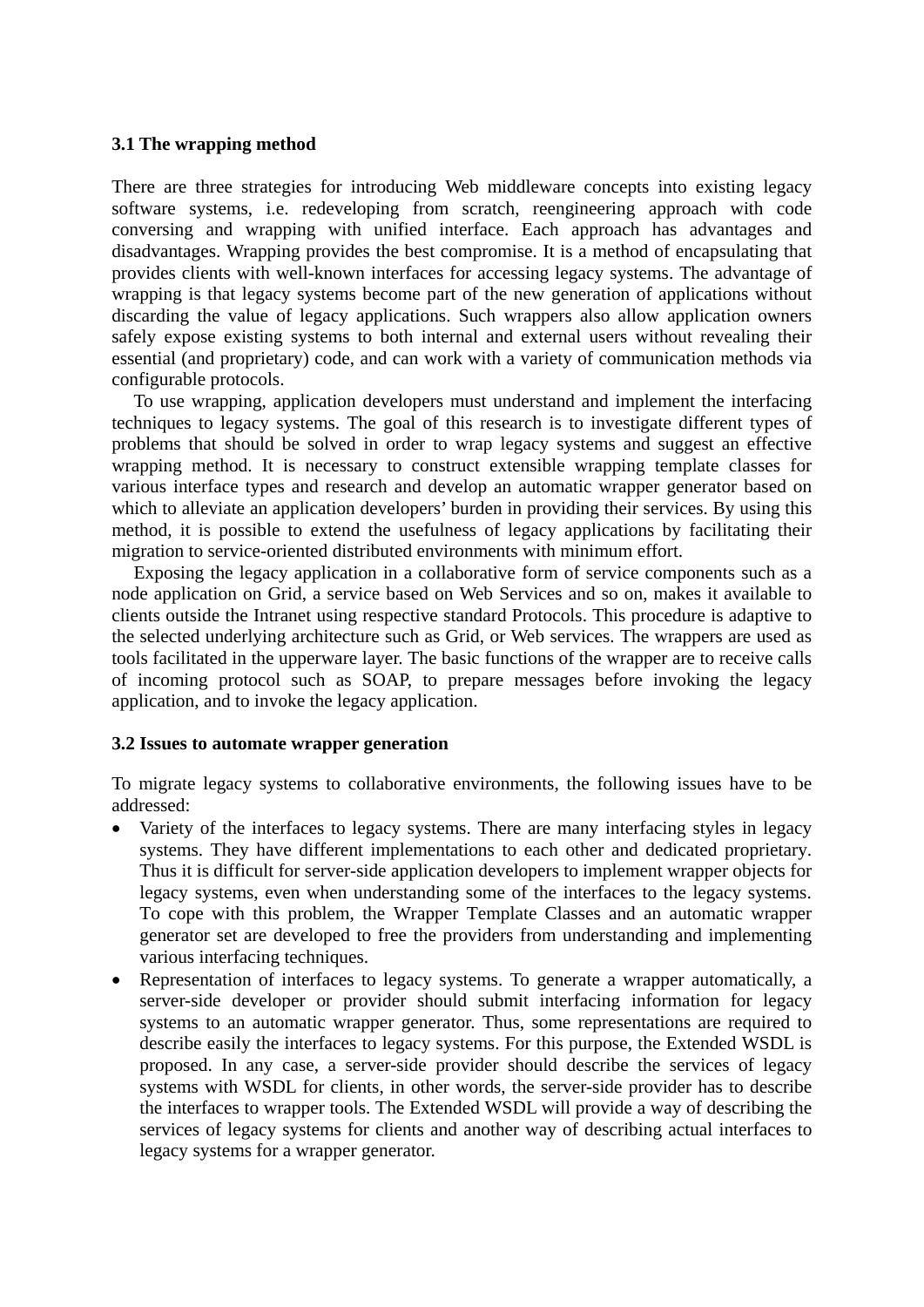### 3.1 The wrapping method

There are three strategies for introducing Web middleware concepts into existing legacy software systems, i.e. redeveloping from scratch, reengineering approach with code conversing and wrapping with unified interface. Each approach has advantages and disadvantages. Wrapping provides the best compromise. It is a method of encapsulating that provides clients with well-known interfaces for accessing legacy systems. The advantage of wrapping is that legacy systems become part of the new generation of applications without discarding the value of legacy applications. Such wrappers also allow application owners safely expose existing systems to both internal and external users without revealing their essential (and proprietary) code, and can work with a variety of communication methods via configurable protocols.

To use wrapping, application developers must understand and implement the interfacing techniques to legacy systems. The goal of this research is to investigate different types of problems that should be solved in order to wrap legacy systems and suggest an effective wrapping method. It is necessary to construct extensible wrapping template classes for various interface types and research and develop an automatic wrapper generator based on which to alleviate an application developers' burden in providing their services. By using this method, it is possible to extend the usefulness of legacy applications by facilitating their migration to service-oriented distributed environments with minimum effort.

Exposing the legacy application in a collaborative form of service components such as a node application on Grid, a service based on Web Services and so on, makes it available to clients outside the Intranet using respective standard Protocols. This procedure is adaptive to the selected underlying architecture such as Grid, or Web services. The wrappers are used as tools facilitated in the upperware layer. The basic functions of the wrapper are to receive calls of incoming protocol such as SOAP, to prepare messages before invoking the legacy application, and to invoke the legacy application.

### 3.2 Issues to automate wrapper generation

To migrate legacy systems to collaborative environments, the following issues have to be addressed:

- Variety of the interfaces to legacy systems. There are many interfacing styles in legacy systems. They have different implementations to each other and dedicated proprietary. Thus it is difficult for server-side application developers to implement wrapper objects for legacy systems, even when understanding some of the interfaces to the legacy systems. To cope with this problem, the Wrapper Template Classes and an automatic wrapper generator set are developed to free the providers from understanding and implementing various interfacing techniques.
- Representation of interfaces to legacy systems. To generate a wrapper automatically, a server-side developer or provider should submit interfacing information for legacy systems to an automatic wrapper generator. Thus, some representations are required to describe easily the interfaces to legacy systems. For this purpose, the Extended WSDL is proposed. In any case, a server-side provider should describe the services of legacy systems with WSDL for clients, in other words, the server-side provider has to describe the interfaces to wrapper tools. The Extended WSDL will provide a way of describing the services of legacy systems for clients and another way of describing actual interfaces to legacy systems for a wrapper generator.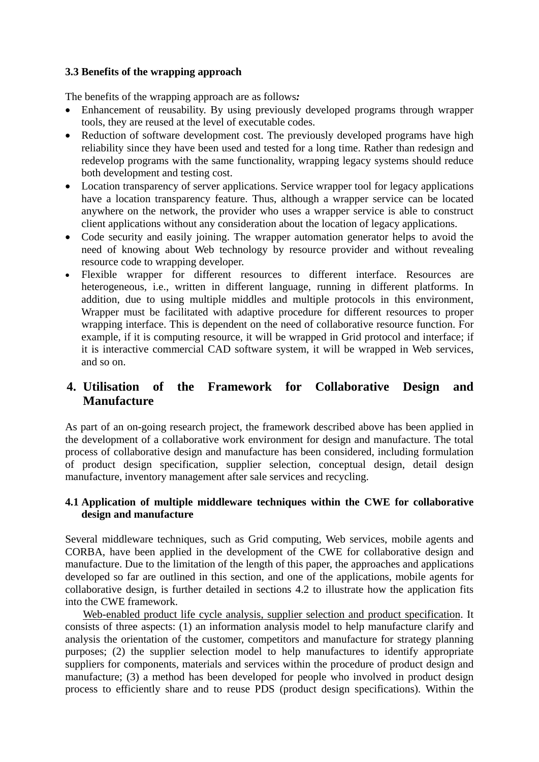### 3.3 Benefits of the wrapping approach

The benefits of the wrapping approach are as follows***:***

- Enhancement of reusability. By using previously developed programs through wrapper tools, they are reused at the level of executable codes.
- Reduction of software development cost. The previously developed programs have high reliability since they have been used and tested for a long time. Rather than redesign and redevelop programs with the same functionality, wrapping legacy systems should reduce both development and testing cost.
- Location transparency of server applications. Service wrapper tool for legacy applications have a location transparency feature. Thus, although a wrapper service can be located anywhere on the network, the provider who uses a wrapper service is able to construct client applications without any consideration about the location of legacy applications.
- Code security and easily joining. The wrapper automation generator helps to avoid the need of knowing about Web technology by resource provider and without revealing resource code to wrapping developer.
- Flexible wrapper for different resources to different interface. Resources are heterogeneous, i.e., written in different language, running in different platforms. In addition, due to using multiple middles and multiple protocols in this environment, Wrapper must be facilitated with adaptive procedure for different resources to proper wrapping interface. This is dependent on the need of collaborative resource function. For example, if it is computing resource, it will be wrapped in Grid protocol and interface; if it is interactive commercial CAD software system, it will be wrapped in Web services, and so on.

## 4. Utilisation of the Framework for Collaborative Design and Manufacture

As part of an on-going research project, the framework described above has been applied in the development of a collaborative work environment for design and manufacture. The total process of collaborative design and manufacture has been considered, including formulation of product design specification, supplier selection, conceptual design, detail design manufacture, inventory management after sale services and recycling.

### 4.1 Application of multiple middleware techniques within the CWE for collaborative design and manufacture

Several middleware techniques, such as Grid computing, Web services, mobile agents and CORBA, have been applied in the development of the CWE for collaborative design and manufacture. Due to the limitation of the length of this paper, the approaches and applications developed so far are outlined in this section, and one of the applications, mobile agents for collaborative design, is further detailed in sections 4.2 to illustrate how the application fits into the CWE framework.

Web-enabled product life cycle analysis, supplier selection and product specification. It consists of three aspects: (1) an information analysis model to help manufacture clarify and analysis the orientation of the customer, competitors and manufacture for strategy planning purposes; (2) the supplier selection model to help manufactures to identify appropriate suppliers for components, materials and services within the procedure of product design and manufacture; (3) a method has been developed for people who involved in product design process to efficiently share and to reuse PDS (product design specifications). Within the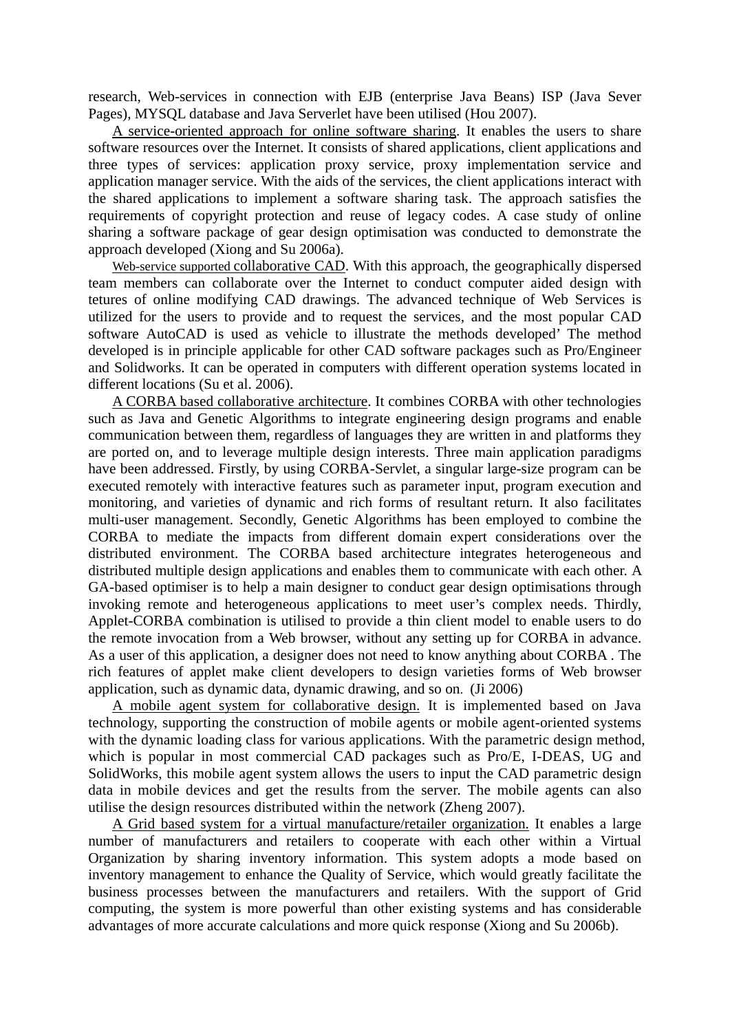research, Web-services in connection with EJB (enterprise Java Beans) ISP (Java Sever Pages), MYSQL database and Java Serverlet have been utilised (Hou 2007).

A service-oriented approach for online software sharing. It enables the users to share software resources over the Internet. It consists of shared applications, client applications and three types of services: application proxy service, proxy implementation service and application manager service. With the aids of the services, the client applications interact with the shared applications to implement a software sharing task. The approach satisfies the requirements of copyright protection and reuse of legacy codes. A case study of online sharing a software package of gear design optimisation was conducted to demonstrate the approach developed (Xiong and Su 2006a).

Web-service supported collaborative CAD. With this approach, the geographically dispersed team members can collaborate over the Internet to conduct computer aided design with tetures of online modifying CAD drawings. The advanced technique of Web Services is utilized for the users to provide and to request the services, and the most popular CAD software AutoCAD is used as vehicle to illustrate the methods developed' The method developed is in principle applicable for other CAD software packages such as Pro/Engineer and Solidworks. It can be operated in computers with different operation systems located in different locations (Su et al. 2006).

A CORBA based collaborative architecture. It combines CORBA with other technologies such as Java and Genetic Algorithms to integrate engineering design programs and enable communication between them, regardless of languages they are written in and platforms they are ported on, and to leverage multiple design interests. Three main application paradigms have been addressed. Firstly, by using CORBA-Servlet, a singular large-size program can be executed remotely with interactive features such as parameter input, program execution and monitoring, and varieties of dynamic and rich forms of resultant return. It also facilitates multi-user management. Secondly, Genetic Algorithms has been employed to combine the CORBA to mediate the impacts from different domain expert considerations over the distributed environment. The CORBA based architecture integrates heterogeneous and distributed multiple design applications and enables them to communicate with each other. A GA-based optimiser is to help a main designer to conduct gear design optimisations through invoking remote and heterogeneous applications to meet user's complex needs. Thirdly, Applet-CORBA combination is utilised to provide a thin client model to enable users to do the remote invocation from a Web browser, without any setting up for CORBA in advance. As a user of this application, a designer does not need to know anything about CORBA . The rich features of applet make client developers to design varieties forms of Web browser application, such as dynamic data, dynamic drawing, and so on. (Ji 2006)

A mobile agent system for collaborative design. It is implemented based on Java technology, supporting the construction of mobile agents or mobile agent-oriented systems with the dynamic loading class for various applications. With the parametric design method, which is popular in most commercial CAD packages such as Pro/E, I-DEAS, UG and SolidWorks, this mobile agent system allows the users to input the CAD parametric design data in mobile devices and get the results from the server. The mobile agents can also utilise the design resources distributed within the network (Zheng 2007).

A Grid based system for a virtual manufacture/retailer organization. It enables a large number of manufacturers and retailers to cooperate with each other within a Virtual Organization by sharing inventory information. This system adopts a mode based on inventory management to enhance the Quality of Service, which would greatly facilitate the business processes between the manufacturers and retailers. With the support of Grid computing, the system is more powerful than other existing systems and has considerable advantages of more accurate calculations and more quick response (Xiong and Su 2006b).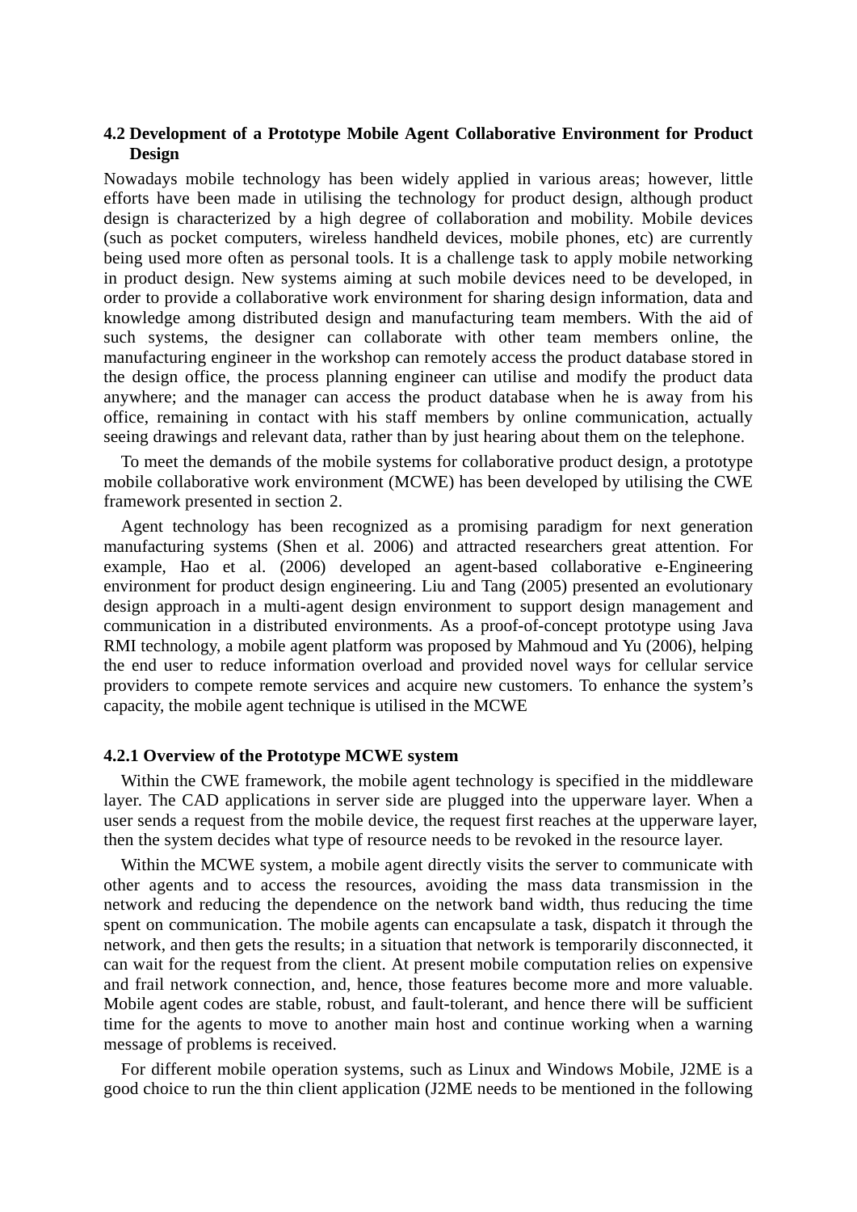### 4.2 Development of a Prototype Mobile Agent Collaborative Environment for Product Design

Nowadays mobile technology has been widely applied in various areas; however, little efforts have been made in utilising the technology for product design, although product design is characterized by a high degree of collaboration and mobility. Mobile devices (such as pocket computers, wireless handheld devices, mobile phones, etc) are currently being used more often as personal tools. It is a challenge task to apply mobile networking in product design. New systems aiming at such mobile devices need to be developed, in order to provide a collaborative work environment for sharing design information, data and knowledge among distributed design and manufacturing team members. With the aid of such systems, the designer can collaborate with other team members online, the manufacturing engineer in the workshop can remotely access the product database stored in the design office, the process planning engineer can utilise and modify the product data anywhere; and the manager can access the product database when he is away from his office, remaining in contact with his staff members by online communication, actually seeing drawings and relevant data, rather than by just hearing about them on the telephone.

To meet the demands of the mobile systems for collaborative product design, a prototype mobile collaborative work environment (MCWE) has been developed by utilising the CWE framework presented in section 2.

Agent technology has been recognized as a promising paradigm for next generation manufacturing systems (Shen et al. 2006) and attracted researchers great attention. For example, Hao et al. (2006) developed an agent-based collaborative e-Engineering environment for product design engineering. Liu and Tang (2005) presented an evolutionary design approach in a multi-agent design environment to support design management and communication in a distributed environments. As a proof-of-concept prototype using Java RMI technology, a mobile agent platform was proposed by Mahmoud and Yu (2006), helping the end user to reduce information overload and provided novel ways for cellular service providers to compete remote services and acquire new customers. To enhance the system's capacity, the mobile agent technique is utilised in the MCWE

#### 4.2.1 Overview of the Prototype MCWE system

Within the CWE framework, the mobile agent technology is specified in the middleware layer. The CAD applications in server side are plugged into the upperware layer. When a user sends a request from the mobile device, the request first reaches at the upperware layer, then the system decides what type of resource needs to be revoked in the resource layer.

Within the MCWE system, a mobile agent directly visits the server to communicate with other agents and to access the resources, avoiding the mass data transmission in the network and reducing the dependence on the network band width, thus reducing the time spent on communication. The mobile agents can encapsulate a task, dispatch it through the network, and then gets the results; in a situation that network is temporarily disconnected, it can wait for the request from the client. At present mobile computation relies on expensive and frail network connection, and, hence, those features become more and more valuable. Mobile agent codes are stable, robust, and fault-tolerant, and hence there will be sufficient time for the agents to move to another main host and continue working when a warning message of problems is received.

For different mobile operation systems, such as Linux and Windows Mobile, J2ME is a good choice to run the thin client application (J2ME needs to be mentioned in the following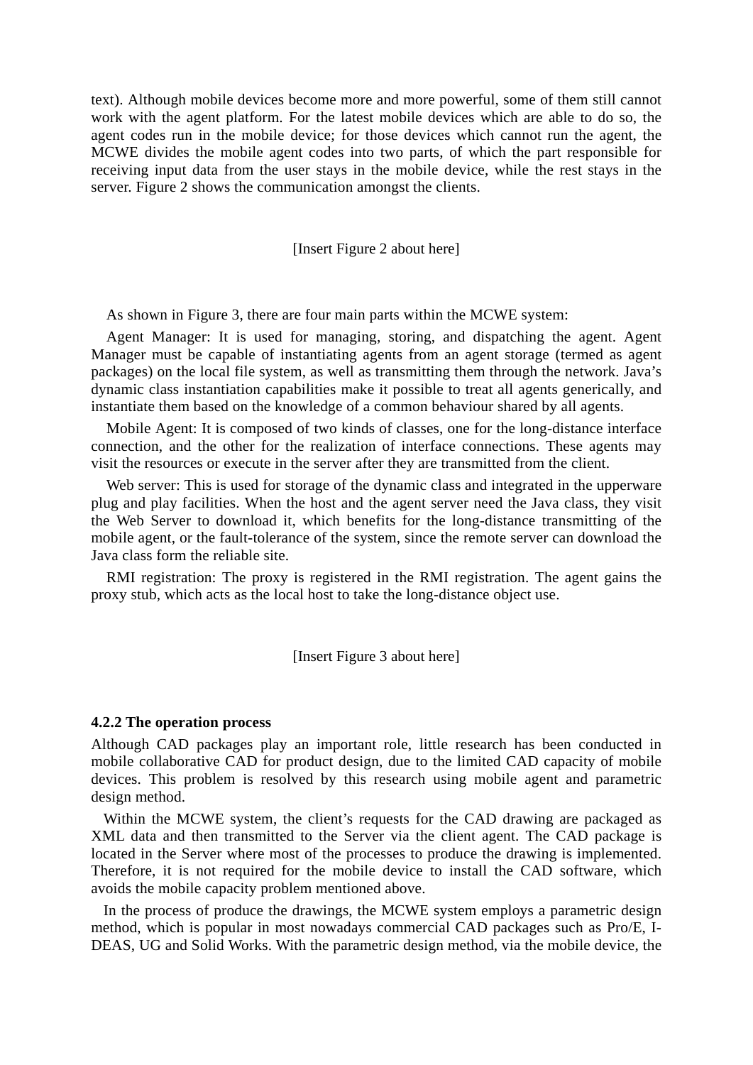text). Although mobile devices become more and more powerful, some of them still cannot work with the agent platform. For the latest mobile devices which are able to do so, the agent codes run in the mobile device; for those devices which cannot run the agent, the MCWE divides the mobile agent codes into two parts, of which the part responsible for receiving input data from the user stays in the mobile device, while the rest stays in the server. Figure 2 shows the communication amongst the clients.

[Insert Figure 2 about here]

As shown in Figure 3, there are four main parts within the MCWE system:

Agent Manager: It is used for managing, storing, and dispatching the agent. Agent Manager must be capable of instantiating agents from an agent storage (termed as agent packages) on the local file system, as well as transmitting them through the network. Java's dynamic class instantiation capabilities make it possible to treat all agents generically, and instantiate them based on the knowledge of a common behaviour shared by all agents.

Mobile Agent: It is composed of two kinds of classes, one for the long-distance interface connection, and the other for the realization of interface connections. These agents may visit the resources or execute in the server after they are transmitted from the client.

Web server: This is used for storage of the dynamic class and integrated in the upperware plug and play facilities. When the host and the agent server need the Java class, they visit the Web Server to download it, which benefits for the long-distance transmitting of the mobile agent, or the fault-tolerance of the system, since the remote server can download the Java class form the reliable site.

RMI registration: The proxy is registered in the RMI registration. The agent gains the proxy stub, which acts as the local host to take the long-distance object use.

[Insert Figure 3 about here]

### 4.2.2 The operation process

Although CAD packages play an important role, little research has been conducted in mobile collaborative CAD for product design, due to the limited CAD capacity of mobile devices. This problem is resolved by this research using mobile agent and parametric design method.

Within the MCWE system, the client's requests for the CAD drawing are packaged as XML data and then transmitted to the Server via the client agent. The CAD package is located in the Server where most of the processes to produce the drawing is implemented. Therefore, it is not required for the mobile device to install the CAD software, which avoids the mobile capacity problem mentioned above.

In the process of produce the drawings, the MCWE system employs a parametric design method, which is popular in most nowadays commercial CAD packages such as Pro/E, I-DEAS, UG and Solid Works. With the parametric design method, via the mobile device, the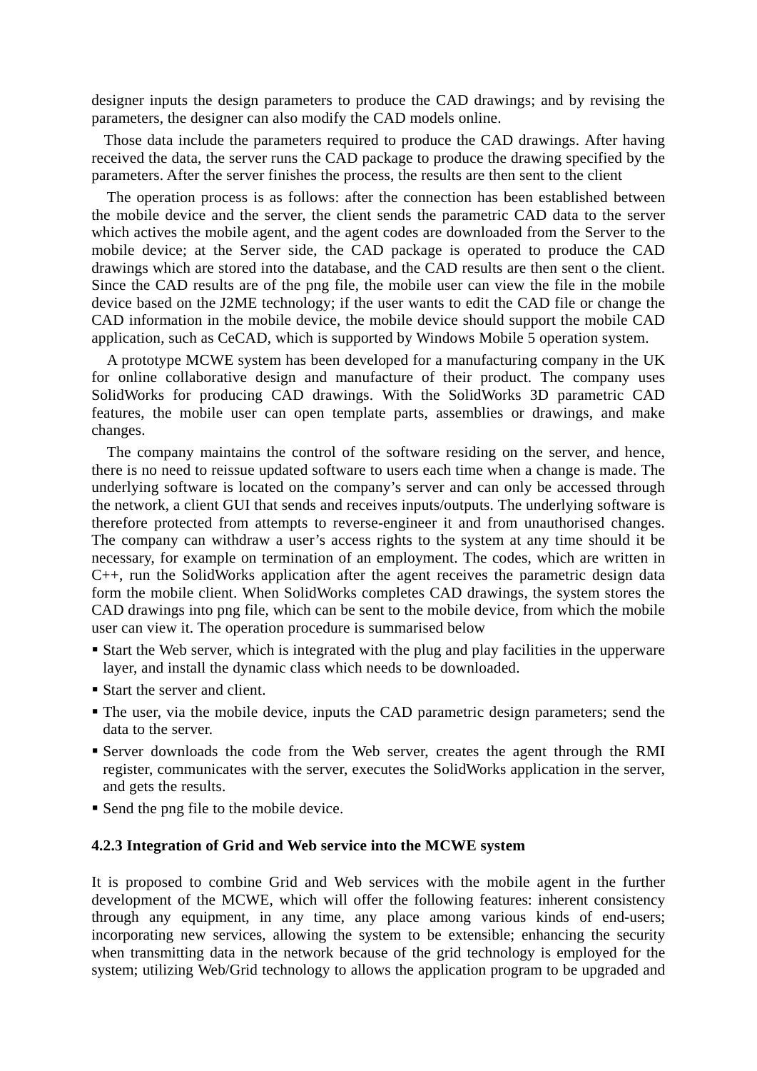designer inputs the design parameters to produce the CAD drawings; and by revising the parameters, the designer can also modify the CAD models online.

Those data include the parameters required to produce the CAD drawings. After having received the data, the server runs the CAD package to produce the drawing specified by the parameters. After the server finishes the process, the results are then sent to the client

The operation process is as follows: after the connection has been established between the mobile device and the server, the client sends the parametric CAD data to the server which actives the mobile agent, and the agent codes are downloaded from the Server to the mobile device; at the Server side, the CAD package is operated to produce the CAD drawings which are stored into the database, and the CAD results are then sent o the client. Since the CAD results are of the png file, the mobile user can view the file in the mobile device based on the J2ME technology; if the user wants to edit the CAD file or change the CAD information in the mobile device, the mobile device should support the mobile CAD application, such as CeCAD, which is supported by Windows Mobile 5 operation system.

A prototype MCWE system has been developed for a manufacturing company in the UK for online collaborative design and manufacture of their product. The company uses SolidWorks for producing CAD drawings. With the SolidWorks 3D parametric CAD features, the mobile user can open template parts, assemblies or drawings, and make changes.

The company maintains the control of the software residing on the server, and hence, there is no need to reissue updated software to users each time when a change is made. The underlying software is located on the company's server and can only be accessed through the network, a client GUI that sends and receives inputs/outputs. The underlying software is therefore protected from attempts to reverse-engineer it and from unauthorised changes. The company can withdraw a user's access rights to the system at any time should it be necessary, for example on termination of an employment. The codes, which are written in C++, run the SolidWorks application after the agent receives the parametric design data form the mobile client. When SolidWorks completes CAD drawings, the system stores the CAD drawings into png file, which can be sent to the mobile device, from which the mobile user can view it. The operation procedure is summarised below

- Start the Web server, which is integrated with the plug and play facilities in the upperware layer, and install the dynamic class which needs to be downloaded.
- Start the server and client.
- The user, via the mobile device, inputs the CAD parametric design parameters; send the data to the server.
- Server downloads the code from the Web server, creates the agent through the RMI register, communicates with the server, executes the SolidWorks application in the server, and gets the results.
- Send the png file to the mobile device.

### 4.2.3 Integration of Grid and Web service into the MCWE system

It is proposed to combine Grid and Web services with the mobile agent in the further development of the MCWE, which will offer the following features: inherent consistency through any equipment, in any time, any place among various kinds of end-users; incorporating new services, allowing the system to be extensible; enhancing the security when transmitting data in the network because of the grid technology is employed for the system; utilizing Web/Grid technology to allows the application program to be upgraded and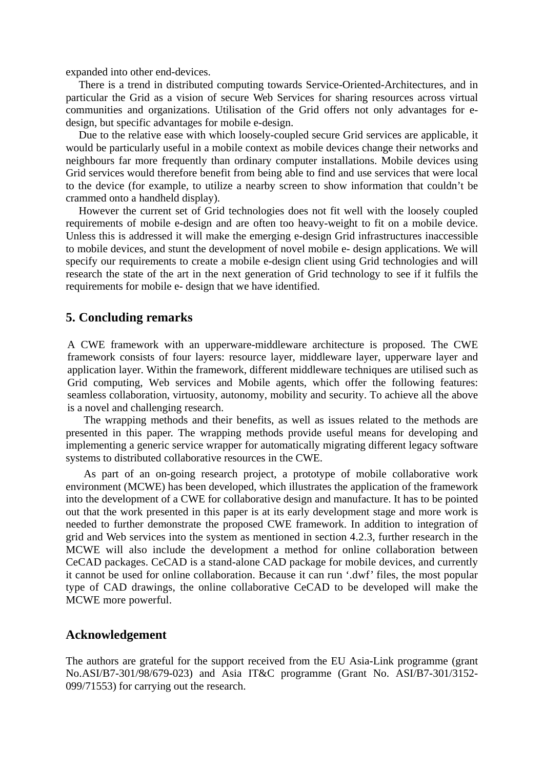expanded into other end-devices.

There is a trend in distributed computing towards Service-Oriented-Architectures, and in particular the Grid as a vision of secure Web Services for sharing resources across virtual communities and organizations. Utilisation of the Grid offers not only advantages for e-design, but specific advantages for mobile e-design.

Due to the relative ease with which loosely-coupled secure Grid services are applicable, it would be particularly useful in a mobile context as mobile devices change their networks and neighbours far more frequently than ordinary computer installations. Mobile devices using Grid services would therefore benefit from being able to find and use services that were local to the device (for example, to utilize a nearby screen to show information that couldn't be crammed onto a handheld display).

However the current set of Grid technologies does not fit well with the loosely coupled requirements of mobile e-design and are often too heavy-weight to fit on a mobile device. Unless this is addressed it will make the emerging e-design Grid infrastructures inaccessible to mobile devices, and stunt the development of novel mobile e- design applications. We will specify our requirements to create a mobile e-design client using Grid technologies and will research the state of the art in the next generation of Grid technology to see if it fulfils the requirements for mobile e- design that we have identified.

## 5. Concluding remarks

A CWE framework with an upperware-middleware architecture is proposed. The CWE framework consists of four layers: resource layer, middleware layer, upperware layer and application layer. Within the framework, different middleware techniques are utilised such as Grid computing, Web services and Mobile agents, which offer the following features: seamless collaboration, virtuosity, autonomy, mobility and security. To achieve all the above is a novel and challenging research.

The wrapping methods and their benefits, as well as issues related to the methods are presented in this paper. The wrapping methods provide useful means for developing and implementing a generic service wrapper for automatically migrating different legacy software systems to distributed collaborative resources in the CWE.

As part of an on-going research project, a prototype of mobile collaborative work environment (MCWE) has been developed, which illustrates the application of the framework into the development of a CWE for collaborative design and manufacture. It has to be pointed out that the work presented in this paper is at its early development stage and more work is needed to further demonstrate the proposed CWE framework. In addition to integration of grid and Web services into the system as mentioned in section 4.2.3, further research in the MCWE will also include the development a method for online collaboration between CeCAD packages. CeCAD is a stand-alone CAD package for mobile devices, and currently it cannot be used for online collaboration. Because it can run '.dwf' files, the most popular type of CAD drawings, the online collaborative CeCAD to be developed will make the MCWE more powerful.

## Acknowledgement

The authors are grateful for the support received from the EU Asia-Link programme (grant No.ASI/B7-301/98/679-023) and Asia IT&C programme (Grant No. ASI/B7-301/3152-099/71553) for carrying out the research.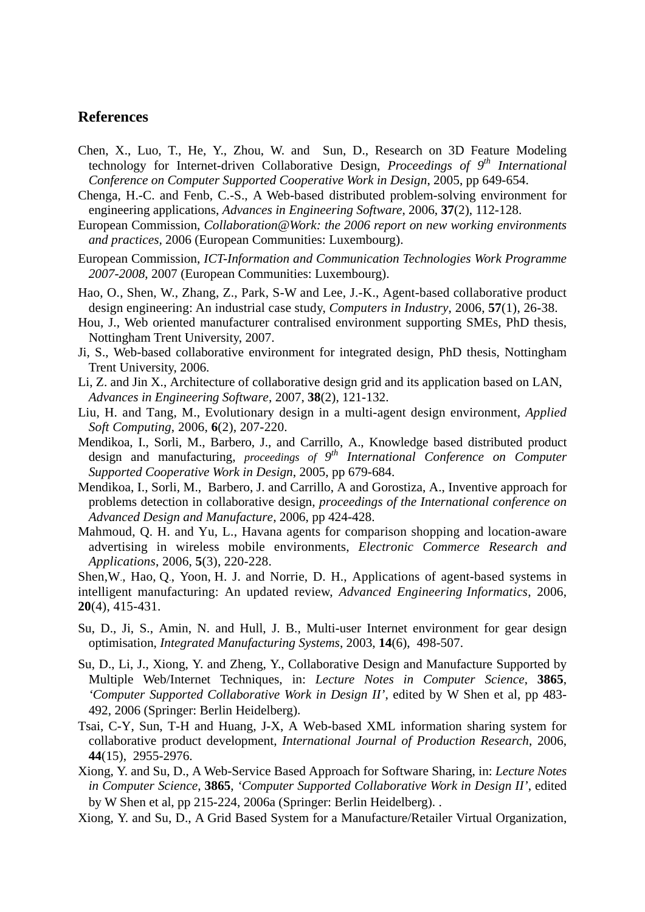## References

Chen, X., Luo, T., He, Y., Zhou, W. and Sun, D., Research on 3D Feature Modeling technology for Internet-driven Collaborative Design, *Proceedings of 9th International Conference on Computer Supported Cooperative Work in Design*, 2005, pp 649-654.

Chenga, H.-C. and Fenb, C.-S., A Web-based distributed problem-solving environment for engineering applications, *Advances in Engineering Software*, 2006, **37**(2), 112-128.

European Commission, *Collaboration@Work: the 2006 report on new working environments and practices*, 2006 (European Communities: Luxembourg).

European Commission, *ICT-Information and Communication Technologies Work Programme 2007-2008*, 2007 (European Communities: Luxembourg).

Hao, O., Shen, W., Zhang, Z., Park, S-W and Lee, J.-K., Agent-based collaborative product design engineering: An industrial case study, *Computers in Industry*, 2006, **57**(1), 26-38.

Hou, J., Web oriented manufacturer contralised environment supporting SMEs, PhD thesis, Nottingham Trent University, 2007.

Ji, S., Web-based collaborative environment for integrated design, PhD thesis, Nottingham Trent University, 2006.

Li, Z. and Jin X., Architecture of collaborative design grid and its application based on LAN, *Advances in Engineering Software*, 2007, **38**(2), 121-132.

Liu, H. and Tang, M., Evolutionary design in a multi-agent design environment, *Applied Soft Computing*, 2006, **6**(2), 207-220.

Mendikoa, I., Sorli, M., Barbero, J., and Carrillo, A., Knowledge based distributed product design and manufacturing, *proceedings of 9th International Conference on Computer Supported Cooperative Work in Design*, 2005, pp 679-684.

Mendikoa, I., Sorli, M., Barbero, J. and Carrillo, A and Gorostiza, A., Inventive approach for problems detection in collaborative design, *proceedings of the International conference on Advanced Design and Manufacture*, 2006, pp 424-428.

Mahmoud, Q. H. and Yu, L., Havana agents for comparison shopping and location-aware advertising in wireless mobile environments, *Electronic Commerce Research and Applications*, 2006, **5**(3), 220-228.

Shen,W., Hao, Q., Yoon, H. J. and Norrie, D. H., Applications of agent-based systems in intelligent manufacturing: An updated review, *Advanced Engineering Informatics*, 2006, **20**(4), 415-431.

Su, D., Ji, S., Amin, N. and Hull, J. B., Multi-user Internet environment for gear design optimisation, *Integrated Manufacturing Systems*, 2003, **14**(6), 498-507.

Su, D., Li, J., Xiong, Y. and Zheng, Y., Collaborative Design and Manufacture Supported by Multiple Web/Internet Techniques, in: *Lecture Notes in Computer Science*, **3865**, *'Computer Supported Collaborative Work in Design II'*, edited by W Shen et al, pp 483-492, 2006 (Springer: Berlin Heidelberg).

Tsai, C-Y, Sun, T-H and Huang, J-X, A Web-based XML information sharing system for collaborative product development, *International Journal of Production Research*, 2006, **44**(15), 2955-2976.

Xiong, Y. and Su, D., A Web-Service Based Approach for Software Sharing, in: *Lecture Notes in Computer Science*, **3865**, *'Computer Supported Collaborative Work in Design II'*, edited by W Shen et al, pp 215-224, 2006a (Springer: Berlin Heidelberg). .

Xiong, Y. and Su, D., A Grid Based System for a Manufacture/Retailer Virtual Organization,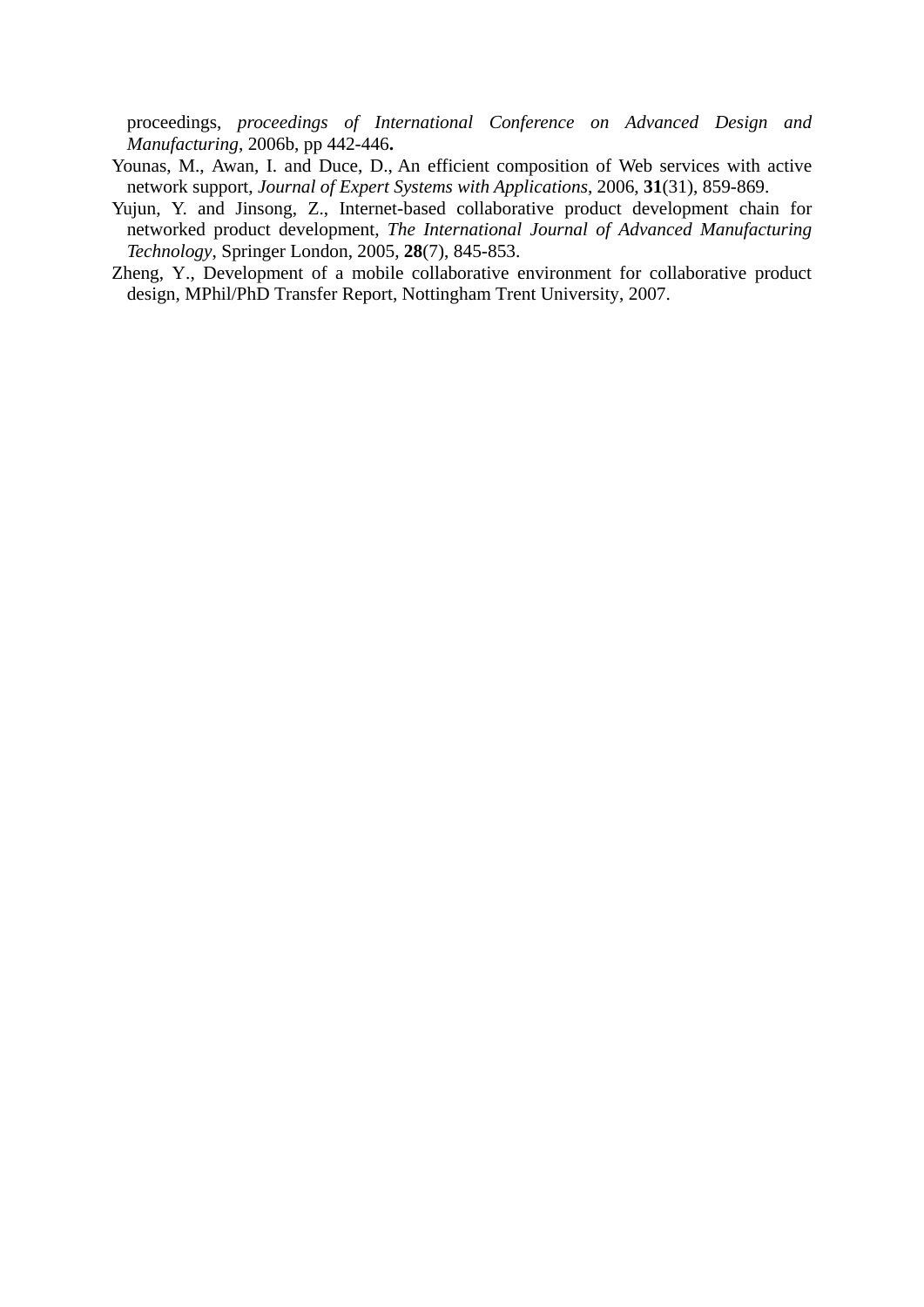proceedings, *proceedings of International Conference on Advanced Design and Manufacturing*, 2006b, pp 442-446**.**

Younas, M., Awan, I. and Duce, D., An efficient composition of Web services with active network support, *Journal of Expert Systems with Applications*, 2006, **31**(31), 859-869.

Yujun, Y. and Jinsong, Z., Internet-based collaborative product development chain for networked product development, *The International Journal of Advanced Manufacturing Technology*, Springer London, 2005, **28**(7), 845-853.

Zheng, Y., Development of a mobile collaborative environment for collaborative product design, MPhil/PhD Transfer Report, Nottingham Trent University, 2007.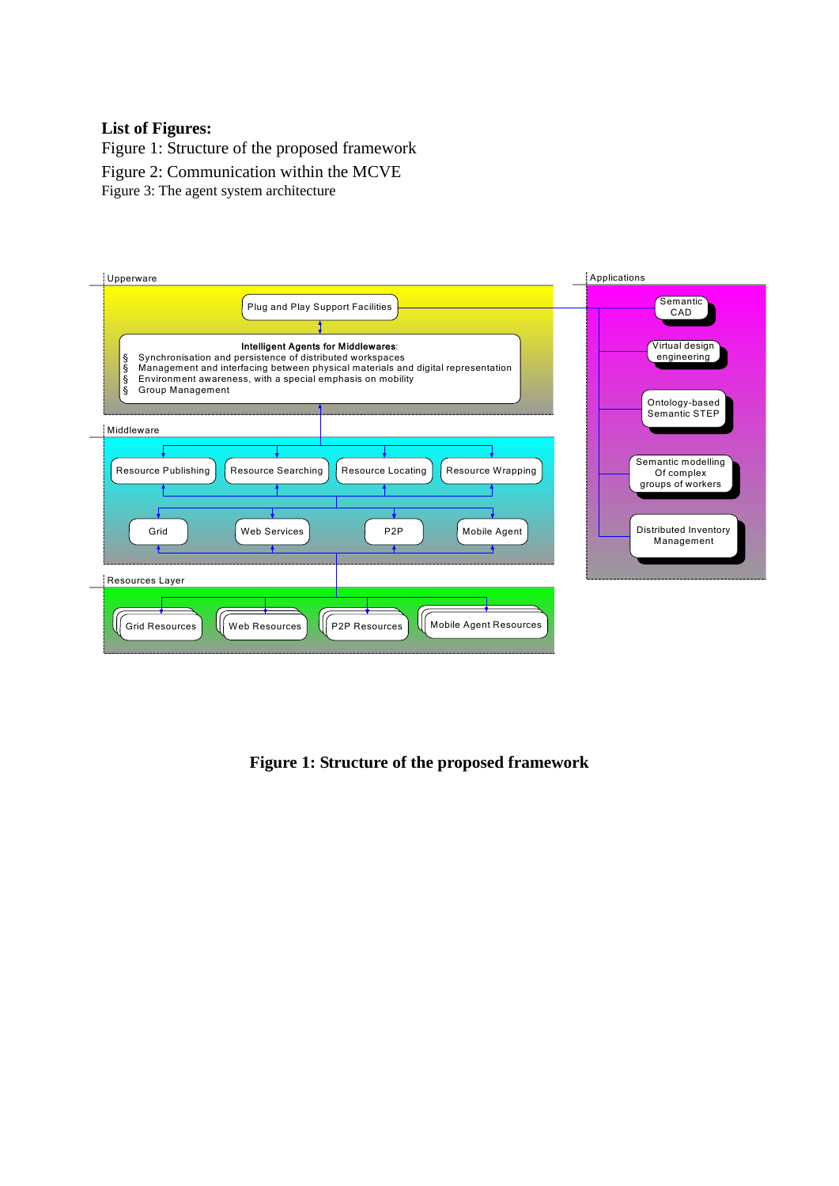**List of Figures:**

Figure 1: Structure of the proposed framework

Figure 2: Communication within the MCVE

Figure 3: The agent system architecture

Upperware

Plug and Play Support Facilities

**Intelligent Agents for Middlewares**:

- Synchronisation and persistence of distributed workspaces
- Management and interfacing between physical materials and digital representation
- Environment awareness, with a special emphasis on mobility
- Group Management

Middleware

Resource Publishing | Resource Searching | Resource Locating | Resource Wrapping

Grid | Web Services | P2P | Mobile Agent

Resources Layer

Grid Resources | Web Resources | P2P Resources | Mobile Agent Resources

Applications

Semantic CAD

Virtual design engineering

Ontology-based Semantic STEP

Semantic modelling Of complex groups of workers

Distributed Inventory Management

**Figure 1: Structure of the proposed framework**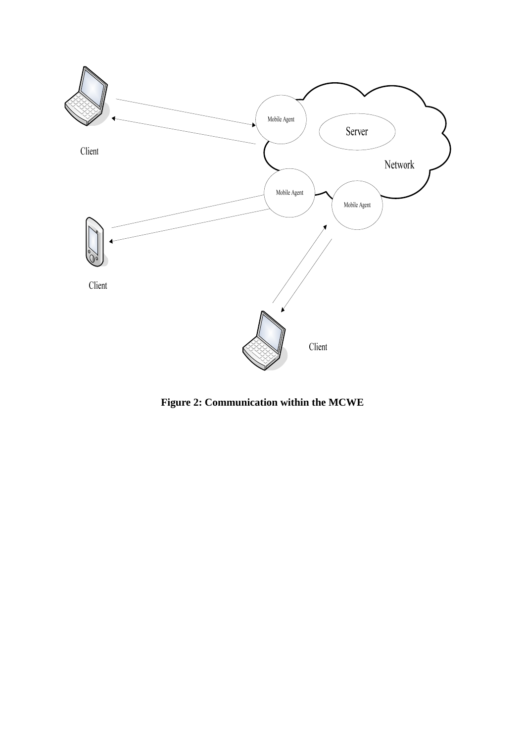**Figure 2: Communication within the MCWE**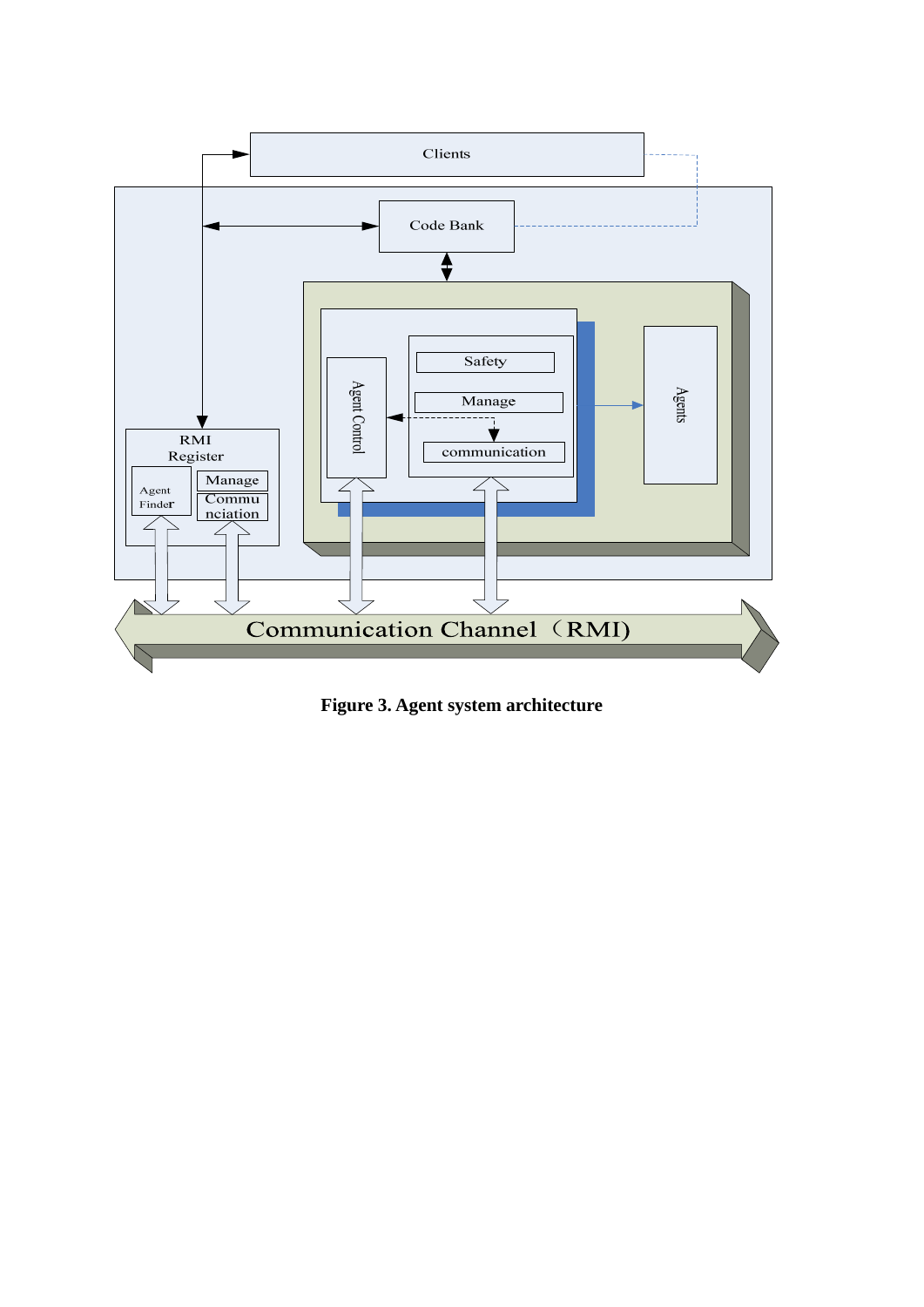Clients

Code Bank

Safety

Manage

communication

Agent Control

Agents

RMI Register

Agent Finder

Manage

Commu nciation

Communication Channel （RMI)

**Figure 3. Agent system architecture**